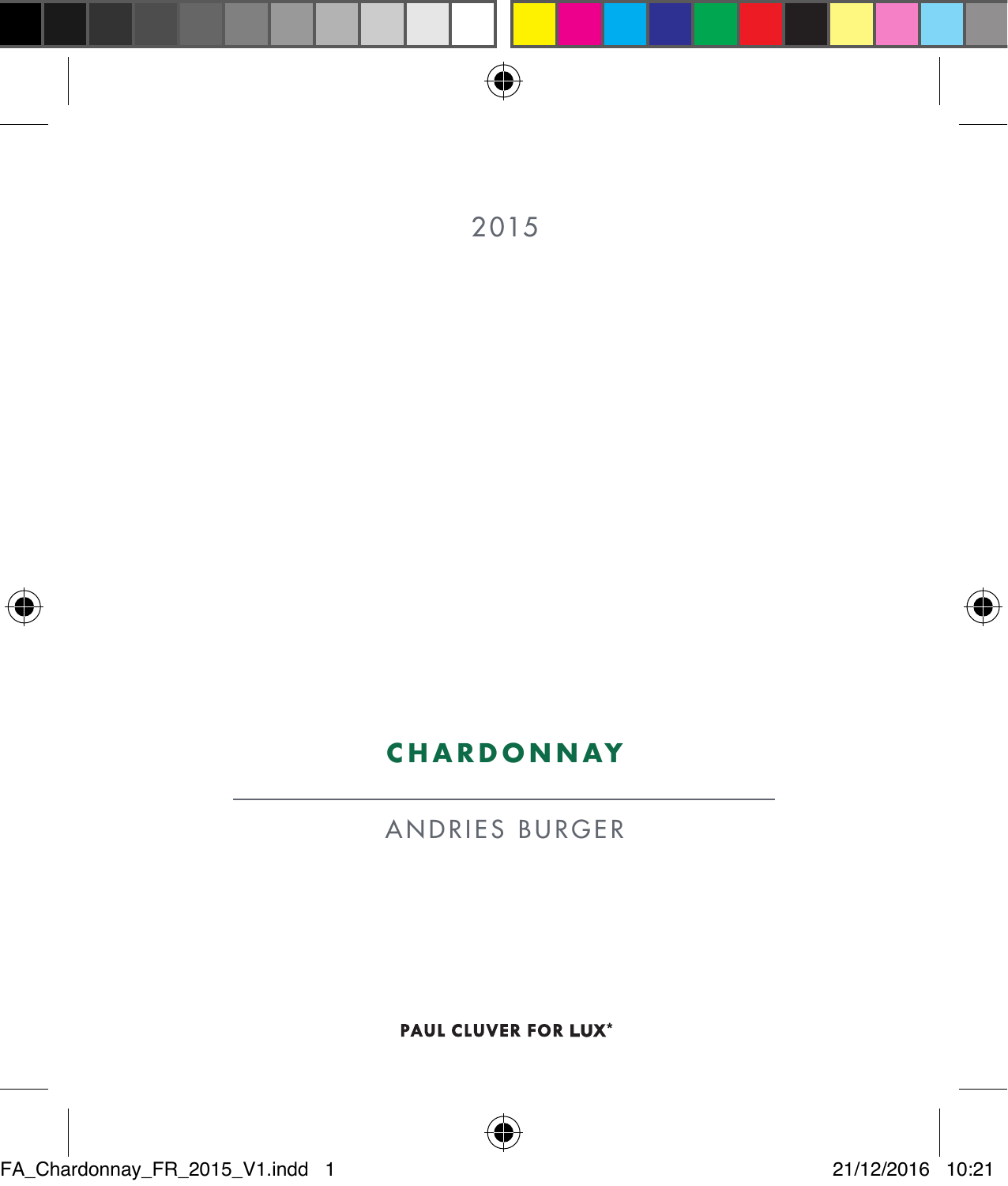2015

# CHARDONNAY

---

ANDRIES BURGER

**PAUL CLUVER FOR LUX***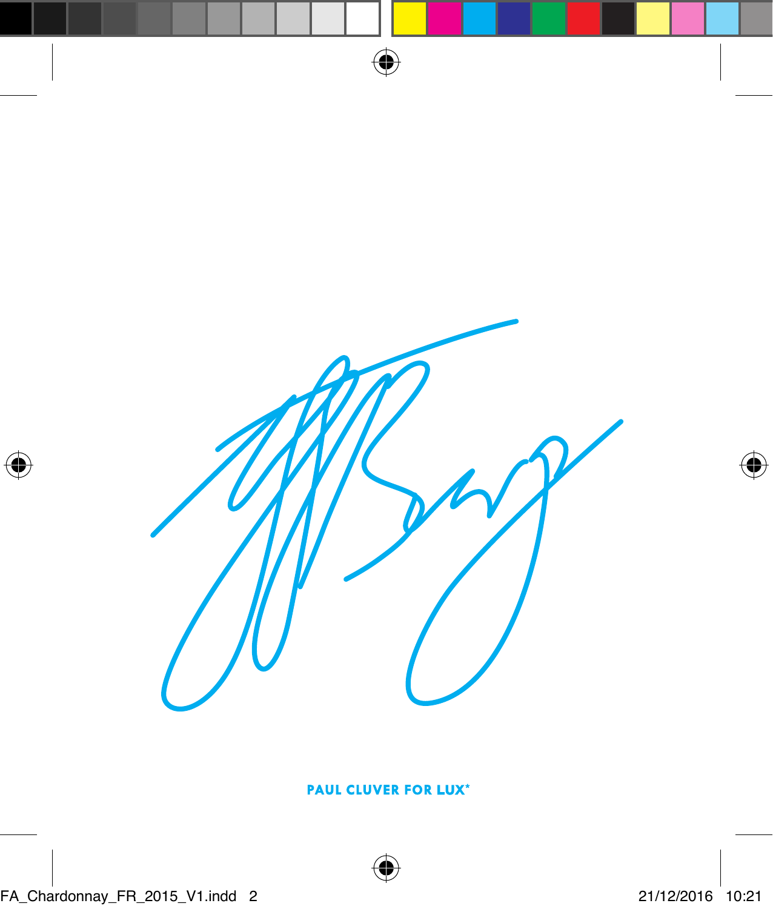PAUL CLUVER FOR LUX*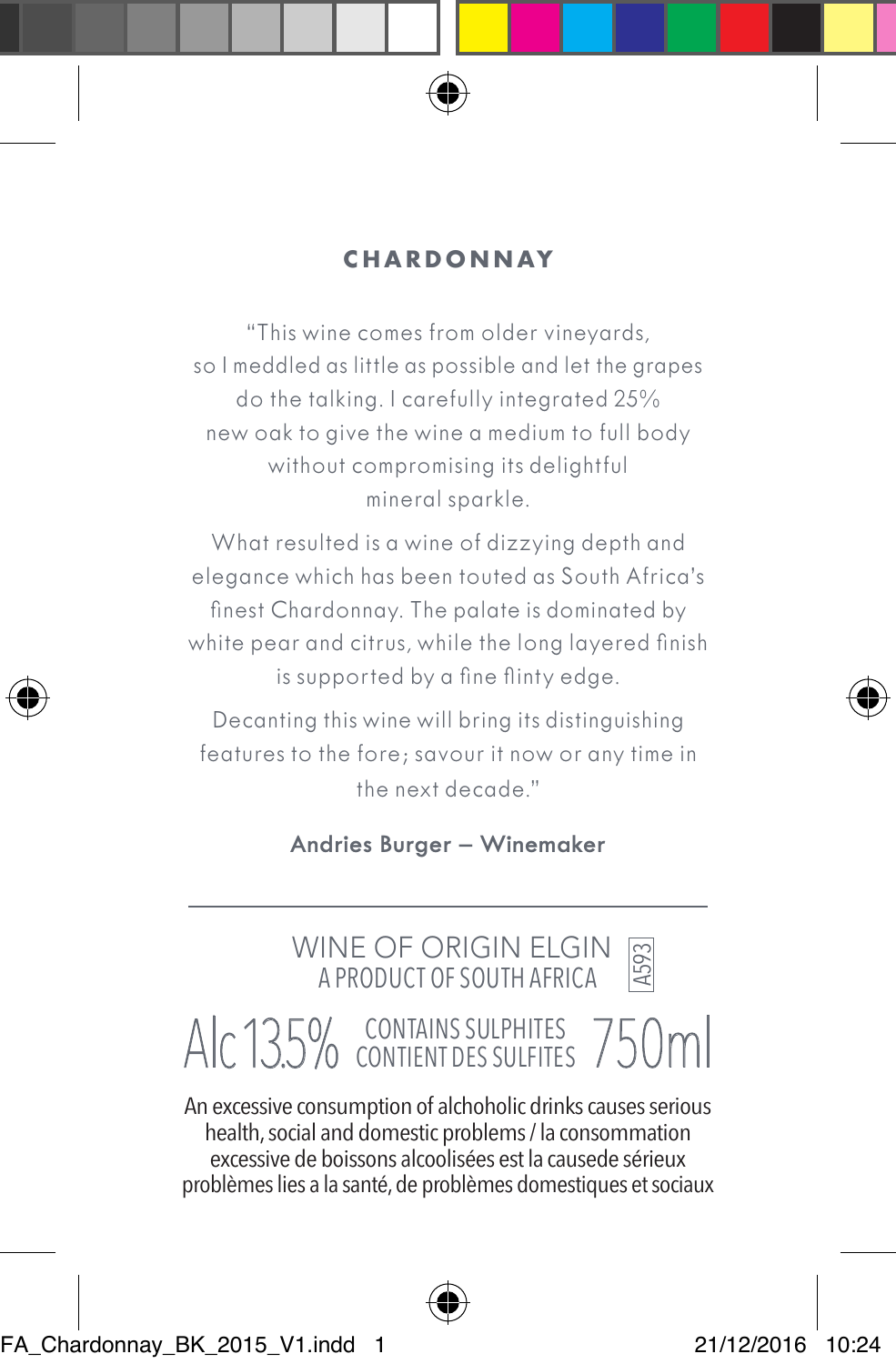## CHARDONNAY

"This wine comes from older vineyards, so I meddled as little as possible and let the grapes do the talking. I carefully integrated 25% new oak to give the wine a medium to full body without compromising its delightful mineral sparkle.

What resulted is a wine of dizzying depth and elegance which has been touted as South Africa's finest Chardonnay. The palate is dominated by white pear and citrus, while the long layered finish is supported by a fine flinty edge.

Decanting this wine will bring its distinguishing features to the fore; savour it now or any time in the next decade."

**Andries Burger – Winemaker**

---

WINE OF ORIGIN ELGIN
A PRODUCT OF SOUTH AFRICA
A593

Alc 13.5% CONTAINS SULPHITES CONTIENT DES SULFITES 750ml

An excessive consumption of alchoholic drinks causes serious health, social and domestic problems / la consommation excessive de boissons alcoolisées est la causede sérieux problèmes lies a la santé, de problèmes domestiques et sociaux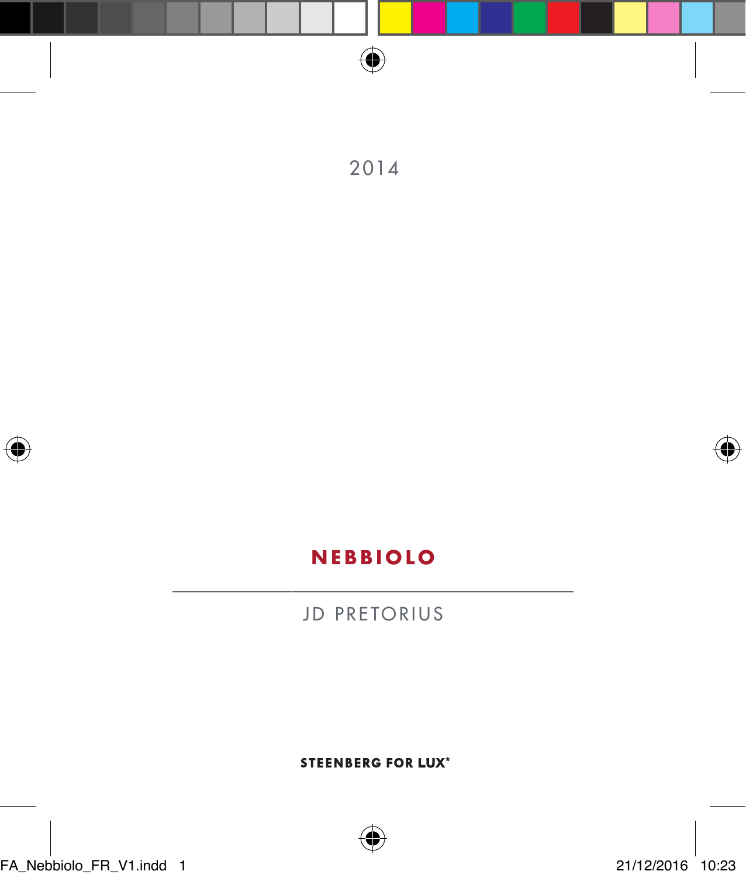2014

# NEBBIOLO

---

JD PRETORIUS

**STEENBERG FOR LUX***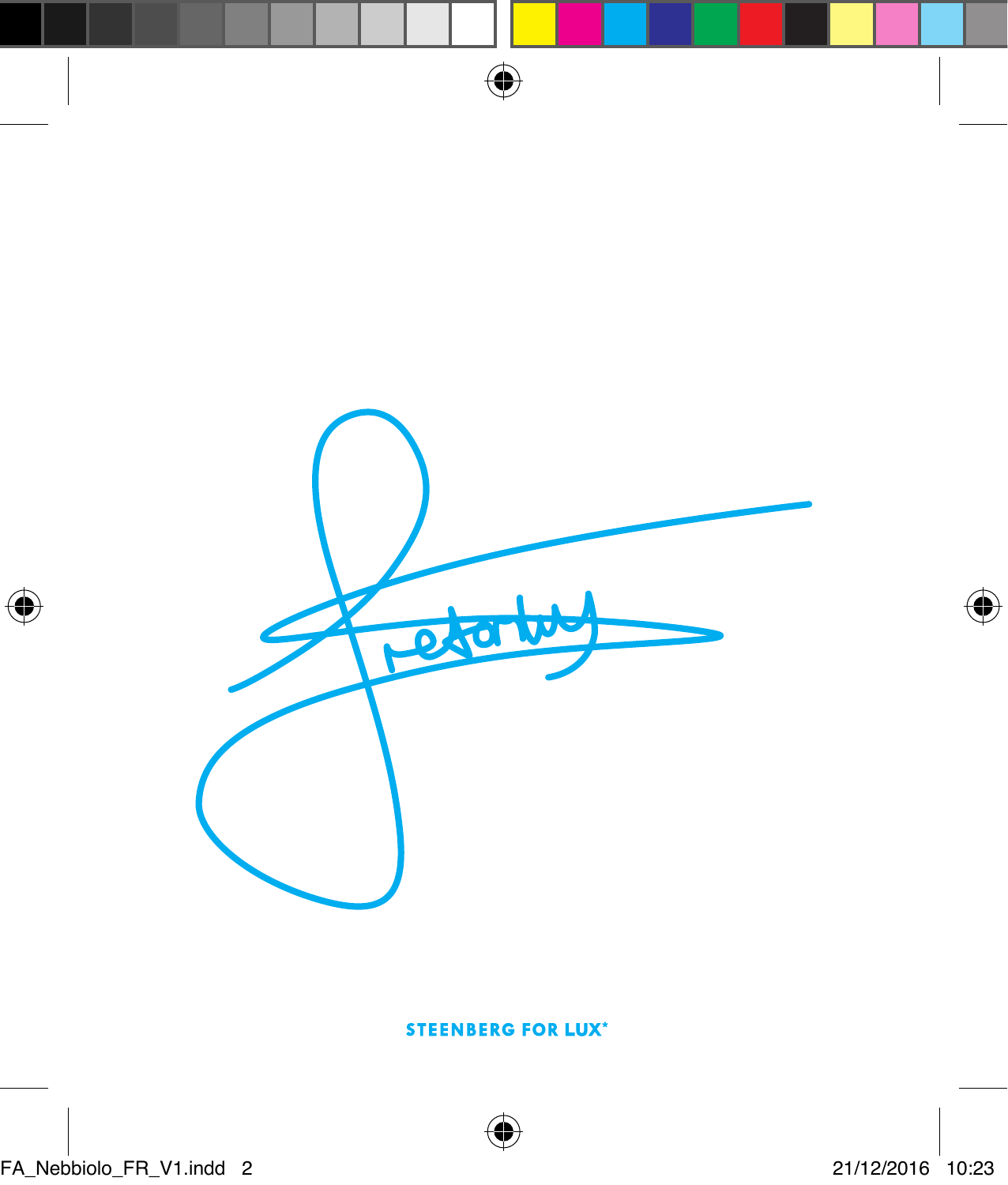STEENBERG FOR LUX*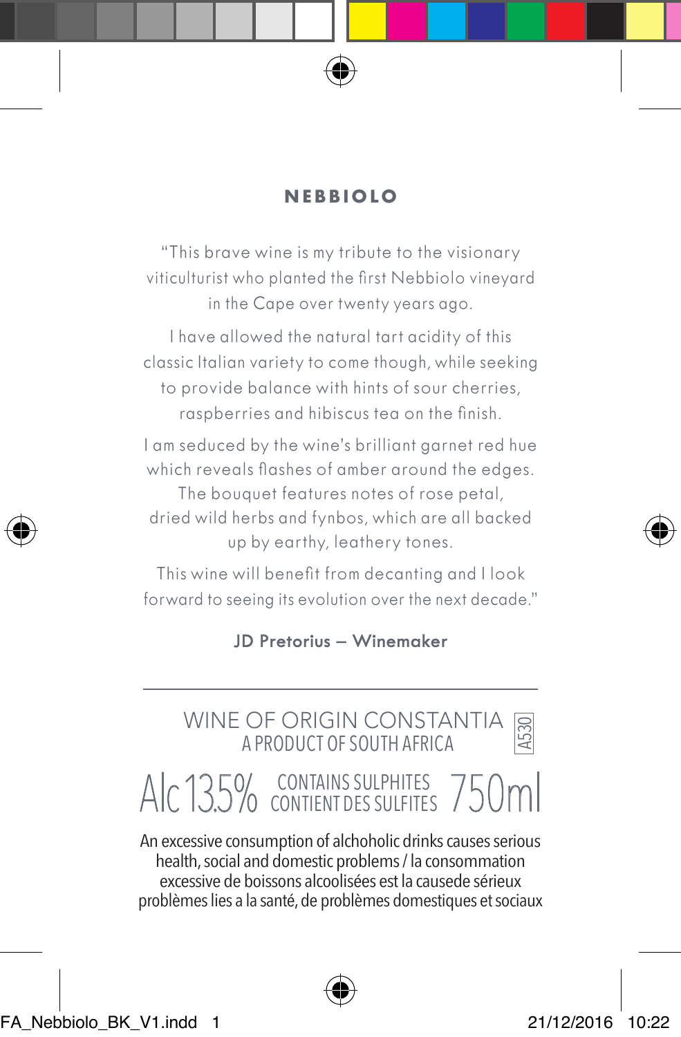## NEBBIOLO

"This brave wine is my tribute to the visionary viticulturist who planted the first Nebbiolo vineyard in the Cape over twenty years ago.

I have allowed the natural tart acidity of this classic Italian variety to come though, while seeking to provide balance with hints of sour cherries, raspberries and hibiscus tea on the finish.

I am seduced by the wine's brilliant garnet red hue which reveals flashes of amber around the edges. The bouquet features notes of rose petal, dried wild herbs and fynbos, which are all backed up by earthy, leathery tones.

This wine will benefit from decanting and I look forward to seeing its evolution over the next decade."

**JD Pretorius – Winemaker**

---

WINE OF ORIGIN CONSTANTIA
A PRODUCT OF SOUTH AFRICA

A530

Alc 13.5% CONTAINS SULPHITES CONTIENT DES SULFITES 750ml

An excessive consumption of alchoholic drinks causes serious health, social and domestic problems / la consommation excessive de boissons alcoolisées est la causede sérieux problèmes lies a la santé, de problèmes domestiques et sociaux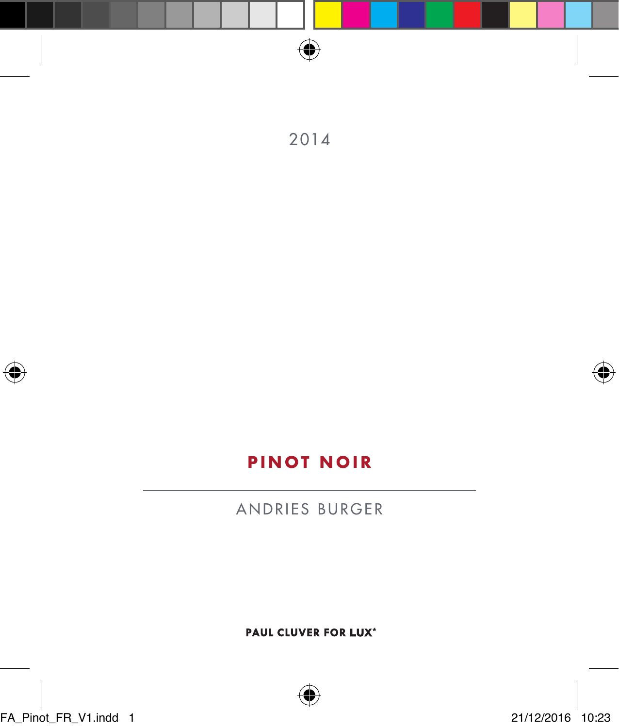2014

# PINOT NOIR

---

ANDRIES BURGER

**PAUL CLUVER FOR LUX***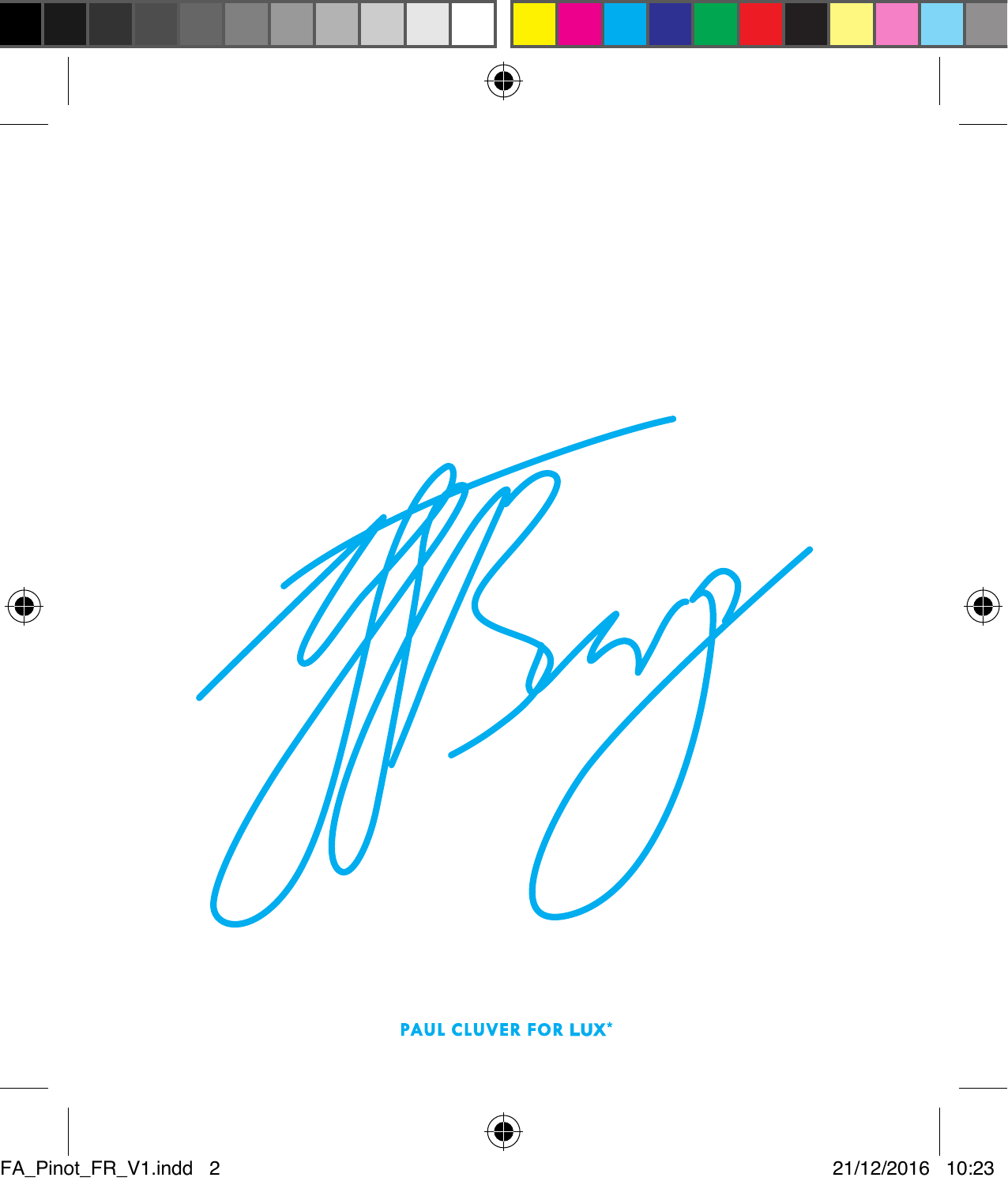PAUL CLUVER FOR LUX*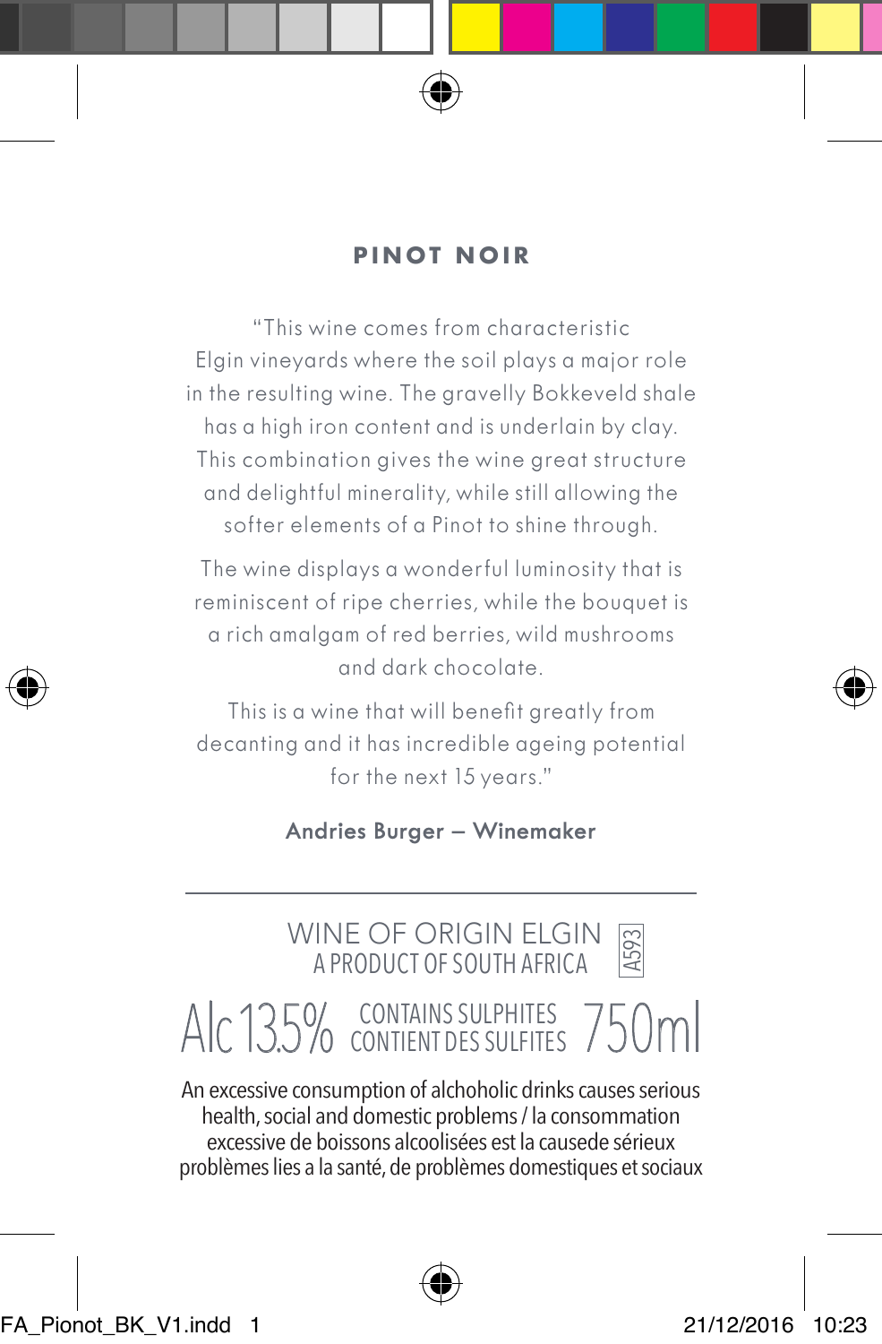## PINOT NOIR

"This wine comes from characteristic Elgin vineyards where the soil plays a major role in the resulting wine. The gravelly Bokkeveld shale has a high iron content and is underlain by clay. This combination gives the wine great structure and delightful minerality, while still allowing the softer elements of a Pinot to shine through.

The wine displays a wonderful luminosity that is reminiscent of ripe cherries, while the bouquet is a rich amalgam of red berries, wild mushrooms and dark chocolate.

This is a wine that will benefit greatly from decanting and it has incredible ageing potential for the next 15 years."

**Andries Burger – Winemaker**

---

WINE OF ORIGIN ELGIN
A PRODUCT OF SOUTH AFRICA
A593

Alc 13.5% CONTAINS SULPHITES CONTIENT DES SULFITES 750ml

An excessive consumption of alchoholic drinks causes serious health, social and domestic problems / la consommation excessive de boissons alcoolisées est la causede sérieux problèmes lies a la santé, de problèmes domestiques et sociaux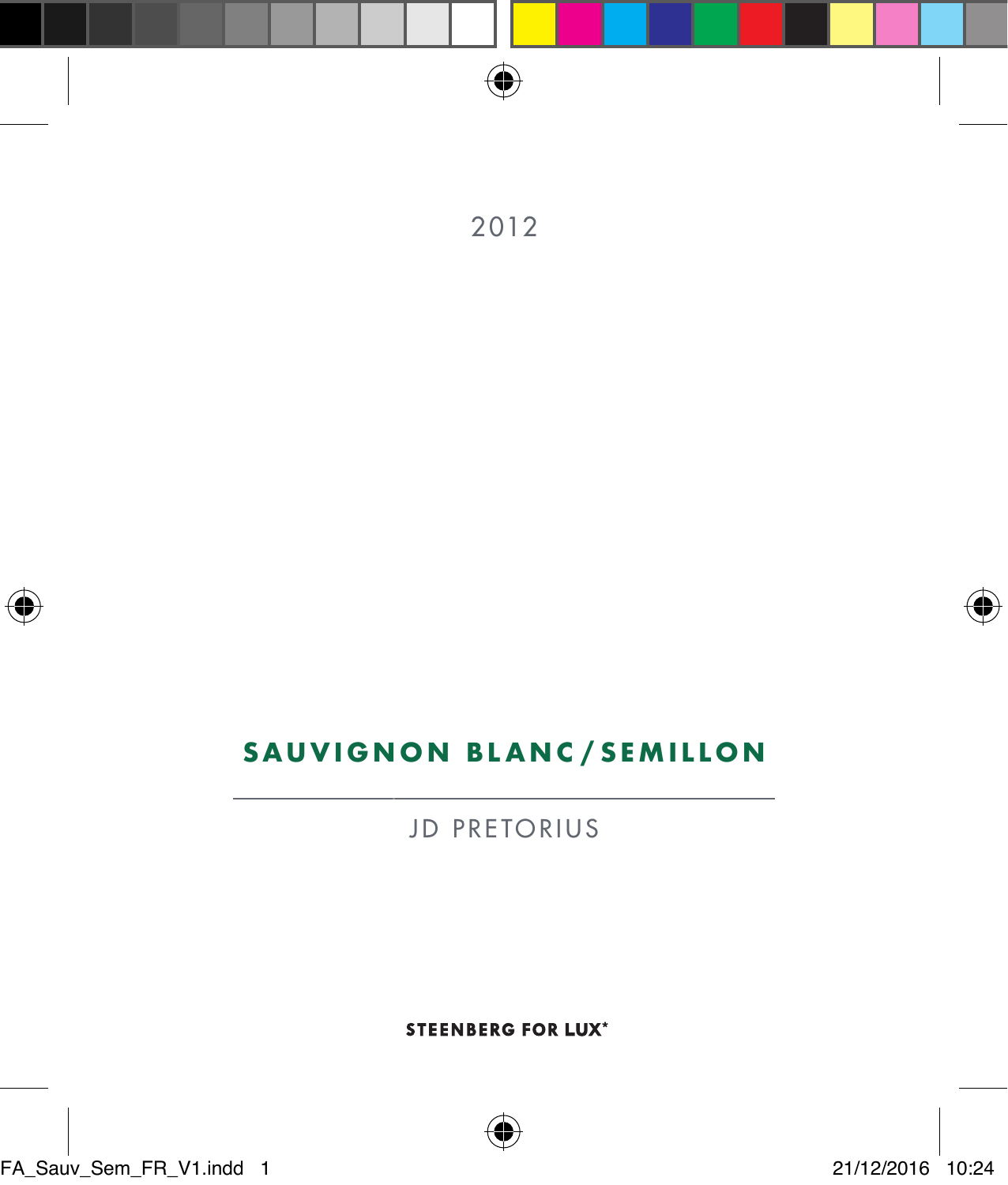2012

## SAUVIGNON BLANC/SEMILLON

---

JD PRETORIUS

**STEENBERG FOR LUX***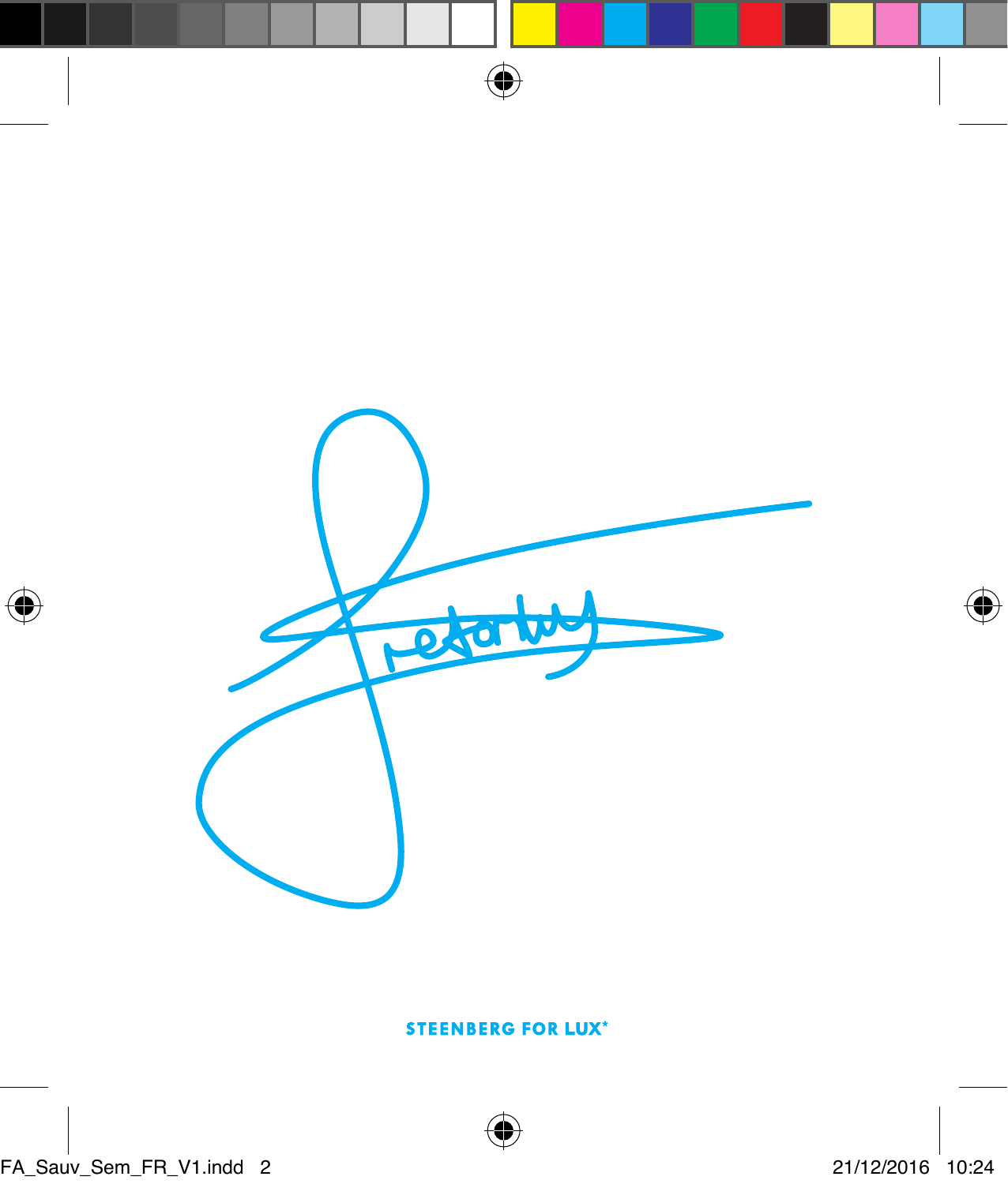STEENBERG FOR LUX*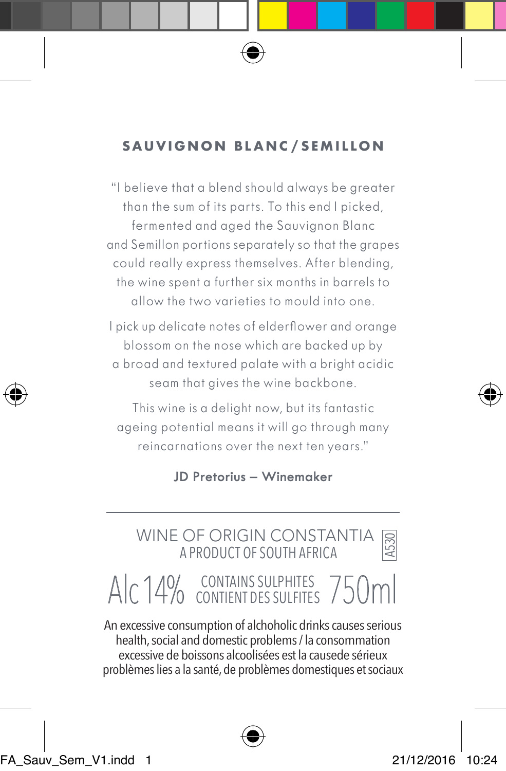## SAUVIGNON BLANC / SEMILLON

"I believe that a blend should always be greater than the sum of its parts. To this end I picked, fermented and aged the Sauvignon Blanc and Semillon portions separately so that the grapes could really express themselves. After blending, the wine spent a further six months in barrels to allow the two varieties to mould into one.

I pick up delicate notes of elderflower and orange blossom on the nose which are backed up by a broad and textured palate with a bright acidic seam that gives the wine backbone.

This wine is a delight now, but its fantastic ageing potential means it will go through many reincarnations over the next ten years."

**JD Pretorius – Winemaker**

---

WINE OF ORIGIN CONSTANTIA
A PRODUCT OF SOUTH AFRICA

A530

Alc 14% CONTAINS SULPHITES CONTIENT DES SULFITES 750ml

An excessive consumption of alchoholic drinks causes serious health, social and domestic problems / la consommation excessive de boissons alcoolisées est la causede sérieux problèmes lies a la santé, de problèmes domestiques et sociaux